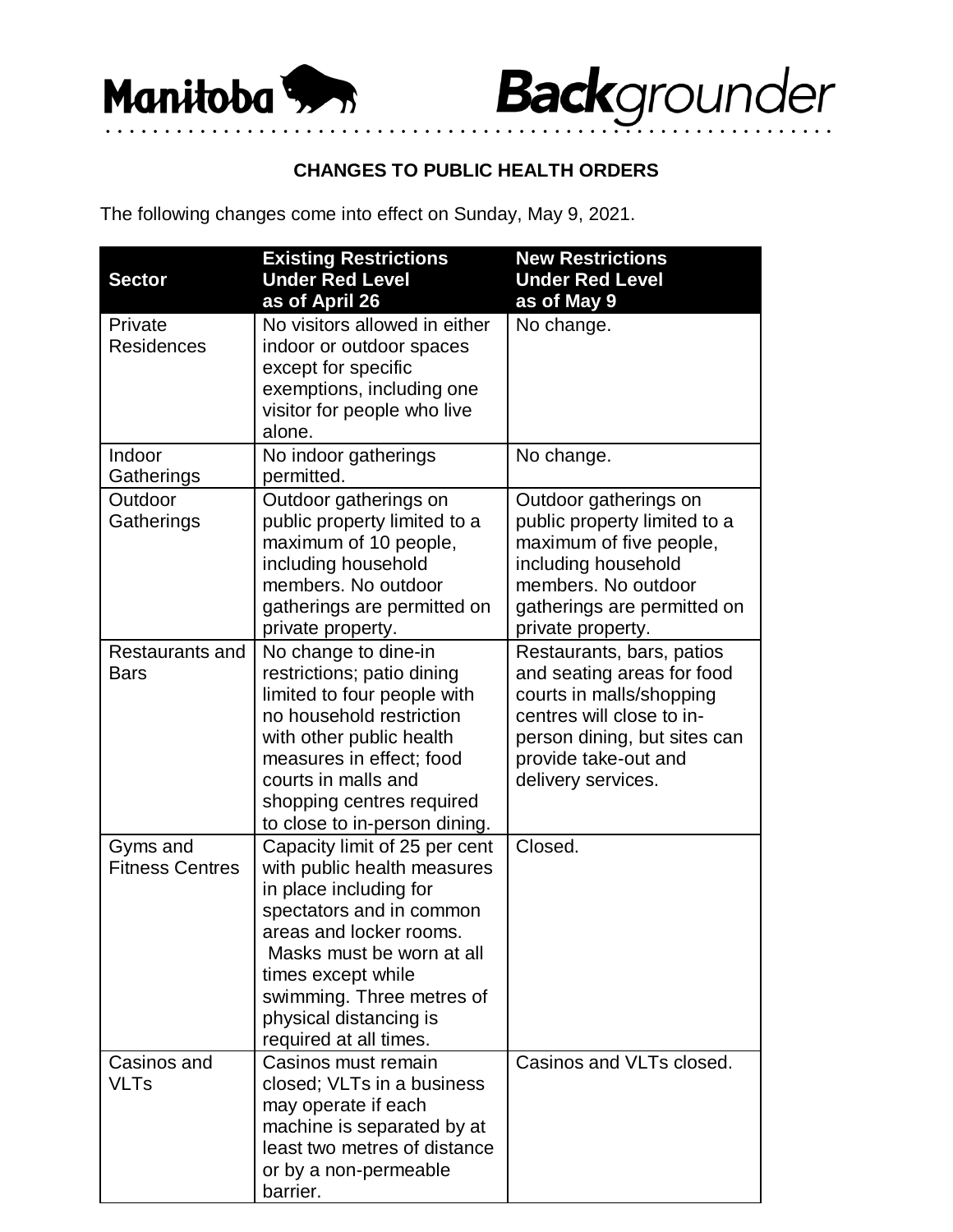Manitoba **Back**grounder

## CHANGES TO PUBLIC HEALTH ORDERS

The following changes come into effect on Sunday, May 9, 2021.

| Sector | Existing Restrictions Under Red Level as of April 26 | New Restrictions Under Red Level as of May 9 |
|---|---|---|
| Private Residences | No visitors allowed in either indoor or outdoor spaces except for specific exemptions, including one visitor for people who live alone. | No change. |
| Indoor Gatherings | No indoor gatherings permitted. | No change. |
| Outdoor Gatherings | Outdoor gatherings on public property limited to a maximum of 10 people, including household members. No outdoor gatherings are permitted on private property. | Outdoor gatherings on public property limited to a maximum of five people, including household members. No outdoor gatherings are permitted on private property. |
| Restaurants and Bars | No change to dine-in restrictions; patio dining limited to four people with no household restriction with other public health measures in effect; food courts in malls and shopping centres required to close to in-person dining. | Restaurants, bars, patios and seating areas for food courts in malls/shopping centres will close to in-person dining, but sites can provide take-out and delivery services. |
| Gyms and Fitness Centres | Capacity limit of 25 per cent with public health measures in place including for spectators and in common areas and locker rooms. Masks must be worn at all times except while swimming. Three metres of physical distancing is required at all times. | Closed. |
| Casinos and VLTs | Casinos must remain closed; VLTs in a business may operate if each machine is separated by at least two metres of distance or by a non-permeable barrier. | Casinos and VLTs closed. |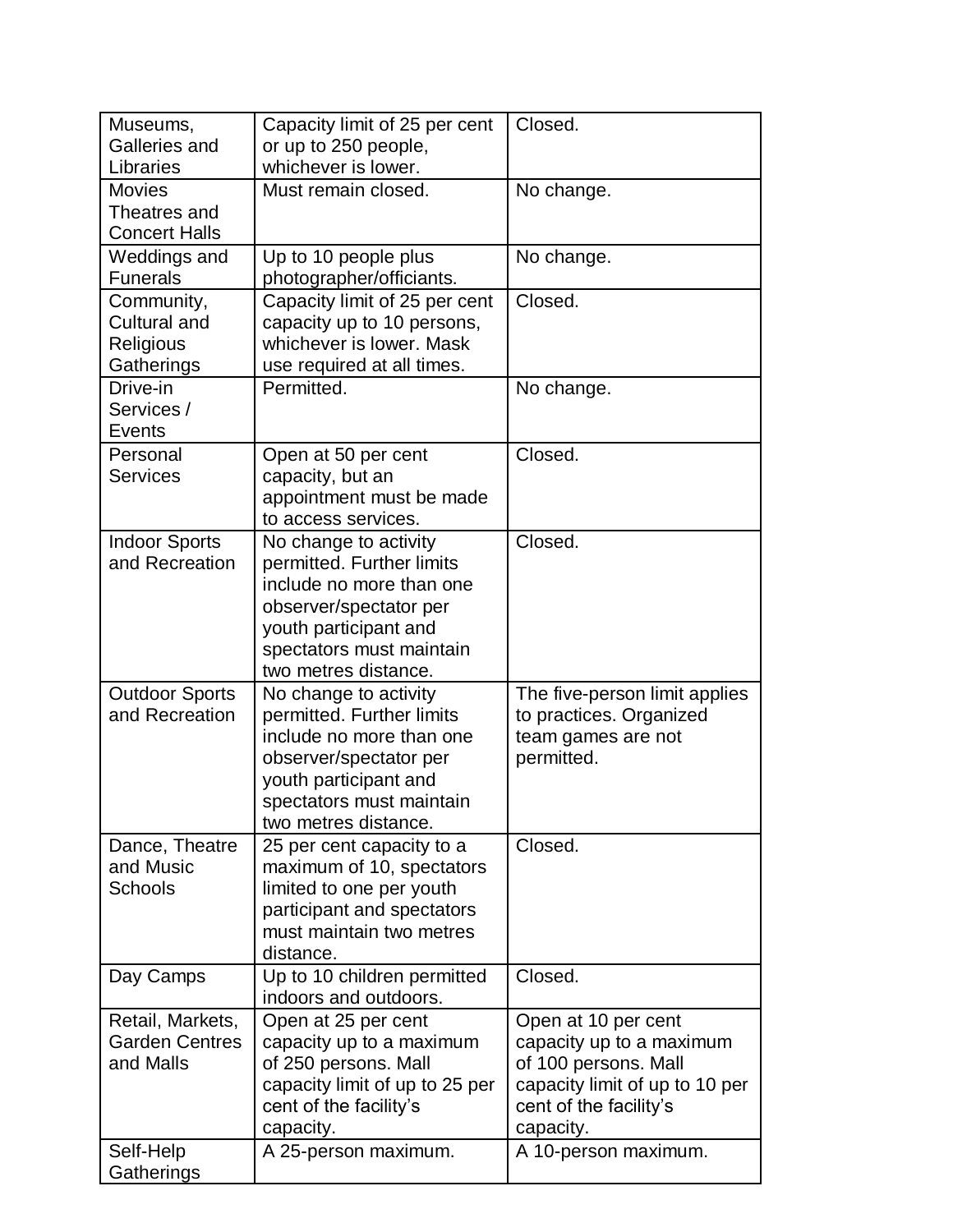| | | |
|---|---|---|
| Museums, Galleries and Libraries | Capacity limit of 25 per cent or up to 250 people, whichever is lower. | Closed. |
| Movies Theatres and Concert Halls | Must remain closed. | No change. |
| Weddings and Funerals | Up to 10 people plus photographer/officiants. | No change. |
| Community, Cultural and Religious Gatherings | Capacity limit of 25 per cent capacity up to 10 persons, whichever is lower. Mask use required at all times. | Closed. |
| Drive-in Services / Events | Permitted. | No change. |
| Personal Services | Open at 50 per cent capacity, but an appointment must be made to access services. | Closed. |
| Indoor Sports and Recreation | No change to activity permitted. Further limits include no more than one observer/spectator per youth participant and spectators must maintain two metres distance. | Closed. |
| Outdoor Sports and Recreation | No change to activity permitted. Further limits include no more than one observer/spectator per youth participant and spectators must maintain two metres distance. | The five-person limit applies to practices. Organized team games are not permitted. |
| Dance, Theatre and Music Schools | 25 per cent capacity to a maximum of 10, spectators limited to one per youth participant and spectators must maintain two metres distance. | Closed. |
| Day Camps | Up to 10 children permitted indoors and outdoors. | Closed. |
| Retail, Markets, Garden Centres and Malls | Open at 25 per cent capacity up to a maximum of 250 persons. Mall capacity limit of up to 25 per cent of the facility's capacity. | Open at 10 per cent capacity up to a maximum of 100 persons. Mall capacity limit of up to 10 per cent of the facility's capacity. |
| Self-Help Gatherings | A 25-person maximum. | A 10-person maximum. |